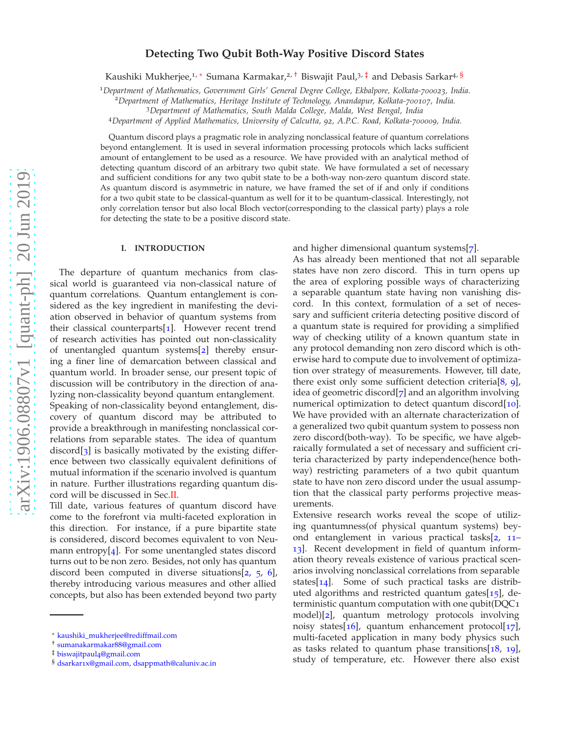# Detecting Two Qubit Both-Way Positive Discord States

Kaushiki Mukherjee,[1,*] Sumana Karmakar,[2,†] Biswajit Paul,[3,‡] and Debasis Sarkar[4,§]

[1]*Department of Mathematics, Government Girls' General Degree College, Ekbalpore, Kolkata-700023, India.*
[2]*Department of Mathematics, Heritage Institute of Technology, Anandapur, Kolkata-700107, India.*
[3]*Department of Mathematics, South Malda College, Malda, West Bengal, India*
[4]*Department of Applied Mathematics, University of Calcutta, 92, A.P.C. Road, Kolkata-700009, India.*

Quantum discord plays a pragmatic role in analyzing nonclassical feature of quantum correlations beyond entanglement. It is used in several information processing protocols which lacks sufficient amount of entanglement to be used as a resource. We have provided with an analytical method of detecting quantum discord of an arbitrary two qubit state. We have formulated a set of necessary and sufficient conditions for any two qubit state to be a both-way non-zero quantum discord state. As quantum discord is asymmetric in nature, we have framed the set of if and only if conditions for a two qubit state to be classical-quantum as well for it to be quantum-classical. Interestingly, not only correlation tensor but also local Bloch vector(corresponding to the classical party) plays a role for detecting the state to be a positive discord state.

## I. INTRODUCTION

The departure of quantum mechanics from classical world is guaranteed via non-classical nature of quantum correlations. Quantum entanglement is considered as the key ingredient in manifesting the deviation observed in behavior of quantum systems from their classical counterparts[1]. However recent trend of research activities has pointed out non-classicality of unentangled quantum systems[2] thereby ensuring a finer line of demarcation between classical and quantum world. In broader sense, our present topic of discussion will be contributory in the direction of analyzing non-classicality beyond quantum entanglement.

Speaking of non-classicality beyond entanglement, discovery of quantum discord may be attributed to provide a breakthrough in manifesting nonclassical correlations from separable states. The idea of quantum discord[3] is basically motivated by the existing difference between two classically equivalent definitions of mutual information if the scenario involved is quantum in nature. Further illustrations regarding quantum discord will be discussed in Sec.II.

Till date, various features of quantum discord have come to the forefront via multi-faceted exploration in this direction. For instance, if a pure bipartite state is considered, discord becomes equivalent to von Neumann entropy[4]. For some unentangled states discord turns out to be non zero. Besides, not only has quantum discord been computed in diverse situations[2, 5, 6], thereby introducing various measures and other allied concepts, but also has been extended beyond two party and higher dimensional quantum systems[7].

As has already been mentioned that not all separable states have non zero discord. This in turn opens up the area of exploring possible ways of characterizing a separable quantum state having non vanishing discord. In this context, formulation of a set of necessary and sufficient criteria detecting positive discord of a quantum state is required for providing a simplified way of checking utility of a known quantum state in any protocol demanding non zero discord which is otherwise hard to compute due to involvement of optimization over strategy of measurements. However, till date, there exist only some sufficient detection criteria[8, 9], idea of geometric discord[7] and an algorithm involving numerical optimization to detect quantum discord[10]. We have provided with an alternate characterization of a generalized two qubit quantum system to possess non zero discord(both-way). To be specific, we have algebraically formulated a set of necessary and sufficient criteria characterized by party independence(hence both-way) restricting parameters of a two qubit quantum state to have non zero discord under the usual assumption that the classical party performs projective measurements.

Extensive research works reveal the scope of utilizing quantumness(of physical quantum systems) beyond entanglement in various practical tasks[2, 11–13]. Recent development in field of quantum information theory reveals existence of various practical scenarios involving nonclassical correlations from separable states[14]. Some of such practical tasks are distributed algorithms and restricted quantum gates[15], deterministic quantum computation with one qubit(DQC1 model)[2], quantum metrology protocols involving noisy states[16], quantum enhancement protocol[17], multi-faceted application in many body physics such as tasks related to quantum phase transitions[18, 19], study of temperature, etc. However there also exist

* kaushiki_mukherjee@rediffmail.com
† sumanakarmakar88@gmail.com
‡ biswajitpaul4@gmail.com
§ dsarkar1x@gmail.com, dsappmath@caluniv.ac.in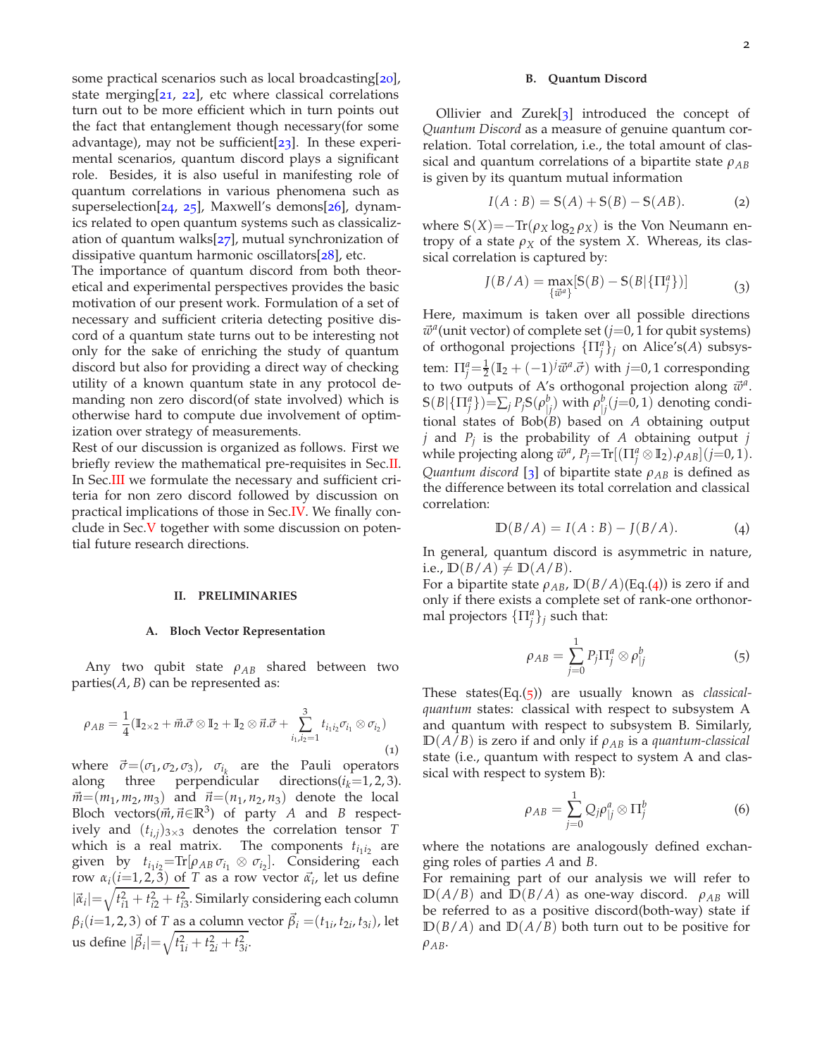some practical scenarios such as local broadcasting[20], state merging[21, 22], etc where classical correlations turn out to be more efficient which in turn points out the fact that entanglement though necessary(for some advantage), may not be sufficient[23]. In these experimental scenarios, quantum discord plays a significant role. Besides, it is also useful in manifesting role of quantum correlations in various phenomena such as superselection[24, 25], Maxwell's demons[26], dynamics related to open quantum systems such as classicalization of quantum walks[27], mutual synchronization of dissipative quantum harmonic oscillators[28], etc.

The importance of quantum discord from both theoretical and experimental perspectives provides the basic motivation of our present work. Formulation of a set of necessary and sufficient criteria detecting positive discord of a quantum state turns out to be interesting not only for the sake of enriching the study of quantum discord but also for providing a direct way of checking utility of a known quantum state in any protocol demanding non zero discord(of state involved) which is otherwise hard to compute due involvement of optimization over strategy of measurements.

Rest of our discussion is organized as follows. First we briefly review the mathematical pre-requisites in Sec.II. In Sec.III we formulate the necessary and sufficient criteria for non zero discord followed by discussion on practical implications of those in Sec.IV. We finally conclude in Sec.V together with some discussion on potential future research directions.

## II. PRELIMINARIES

### A. Bloch Vector Representation

Any two qubit state $\rho_{AB}$ shared between two parties$(A, B)$ can be represented as:

$$\rho_{AB} = \frac{1}{4}(\mathbb{I}_{2\times 2} + \vec{m}.\vec{\sigma} \otimes \mathbb{I}_2 + \mathbb{I}_2 \otimes \vec{n}.\vec{\sigma} + \sum_{i_1,i_2=1}^{3} t_{i_1 i_2}\sigma_{i_1} \otimes \sigma_{i_2}) \tag{1}$$

where $\vec{\sigma}=(\sigma_1, \sigma_2, \sigma_3)$, $\sigma_{i_k}$ are the Pauli operators along three perpendicular directions$(i_k=1, 2, 3)$. $\vec{m}=(m_1, m_2, m_3)$ and $\vec{n}=(n_1, n_2, n_3)$ denote the local Bloch vectors$(\vec{m}, \vec{n} \in \mathbb{R}^3)$ of party $A$ and $B$ respectively and $(t_{i,j})_{3\times 3}$ denotes the correlation tensor $T$ which is a real matrix. The components $t_{i_1 i_2}$ are given by $t_{i_1 i_2}=\text{Tr}[\rho_{AB}\,\sigma_{i_1} \otimes \sigma_{i_2}]$. Considering each row $\alpha_i(i=1, 2, 3)$ of $T$ as a row vector $\vec{\alpha_i}$, let us define $|\vec{\alpha}_i|=\sqrt{t_{i1}^2 + t_{i2}^2 + t_{i3}^2}$. Similarly considering each column $\beta_i(i=1, 2, 3)$ of $T$ as a column vector $\vec{\beta_i} = (t_{1i}, t_{2i}, t_{3i})$, let us define $|\vec{\beta}_i|=\sqrt{t_{1i}^2 + t_{2i}^2 + t_{3i}^2}$.

### B. Quantum Discord

Ollivier and Zurek[3] introduced the concept of *Quantum Discord* as a measure of genuine quantum correlation. Total correlation, i.e., the total amount of classical and quantum correlations of a bipartite state $\rho_{AB}$ is given by its quantum mutual information

$$I(A : B) = \mathbb{S}(A) + \mathbb{S}(B) - \mathbb{S}(AB). \tag{2}$$

where $\mathbb{S}(X)$=$-\text{Tr}(\rho_X \log_2 \rho_X)$ is the Von Neumann entropy of a state $\rho_X$ of the system $X$. Whereas, its classical correlation is captured by:

$$J(B/A) = \max_{\{\vec{w}^a\}}[\mathbb{S}(B) - \mathbb{S}(B|\{\Pi_j^a\})] \tag{3}$$

Here, maximum is taken over all possible directions $\vec{w}^a$(unit vector) of complete set ($j$=0, 1 for qubit systems) of orthogonal projections $\{\Pi_j^a\}_j$ on Alice's($A$) subsystem: $\Pi_j^a$=$\frac{1}{2}(\mathbb{I}_2 + (-1)^j \vec{w}^a.\vec{\sigma})$ with $j$=0, 1 corresponding to two outputs of A's orthogonal projection along $\vec{w}^a$. $\mathbb{S}(B|\{\Pi_j^a\})$=$\sum_j P_j \mathbb{S}(\rho_{|j}^b)$ with $\rho_{|j}^b(j$=0, 1) denoting conditional states of Bob($B$) based on $A$ obtaining output $j$ and $P_j$ is the probability of $A$ obtaining output $j$ while projecting along $\vec{w}^a$, $P_j$=$\text{Tr}[(\Pi_j^a \otimes \mathbb{I}_2).\rho_{AB}]$($j$=0, 1). *Quantum discord* [3] of bipartite state $\rho_{AB}$ is defined as the difference between its total correlation and classical correlation:

$$\mathbb{D}(B/A) = I(A : B) - J(B/A). \tag{4}$$

In general, quantum discord is asymmetric in nature, i.e., $\mathbb{D}(B/A) \neq \mathbb{D}(A/B)$.

For a bipartite state $\rho_{AB}$, $\mathbb{D}(B/A)$(Eq.(4)) is zero if and only if there exists a complete set of rank-one orthonormal projectors $\{\Pi_j^a\}_j$ such that:

$$\rho_{AB} = \sum_{j=0}^{1} P_j \Pi_j^a \otimes \rho_{|j}^b \tag{5}$$

These states(Eq.(5)) are usually known as *classical-quantum* states: classical with respect to subsystem A and quantum with respect to subsystem B. Similarly, $\mathbb{D}(A/B)$ is zero if and only if $\rho_{AB}$ is a *quantum-classical* state (i.e., quantum with respect to system A and classical with respect to system B):

$$\rho_{AB} = \sum_{j=0}^{1} Q_j \rho_{|j}^a \otimes \Pi_j^b \tag{6}$$

where the notations are analogously defined exchanging roles of parties A and B.

For remaining part of our analysis we will refer to $\mathbb{D}(A/B)$ and $\mathbb{D}(B/A)$ as one-way discord. $\rho_{AB}$ will be referred to as a positive discord(both-way) state if $\mathbb{D}(B/A)$ and $\mathbb{D}(A/B)$ both turn out to be positive for $\rho_{AB}$.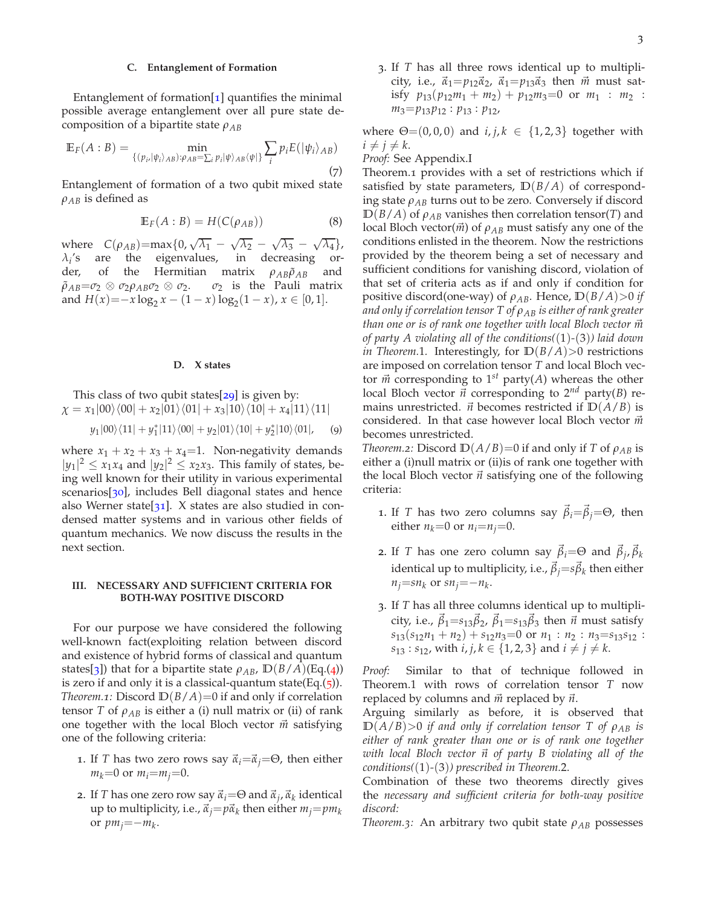### C. Entanglement of Formation

Entanglement of formation[1] quantifies the minimal possible average entanglement over all pure state decomposition of a bipartite state $\rho_{AB}$

$$\mathbb{E}_F(A:B) = \min_{\{(p_{i'}|\psi_i\rangle_{AB}):\rho_{AB}=\sum_i p_i|\psi\rangle_{AB}\langle\psi|\}} \sum_i p_i E(|\psi_i\rangle_{AB}) \quad (7)$$

Entanglement of formation of a two qubit mixed state $\rho_{AB}$ is defined as

$$\mathbb{E}_F(A:B) = H(C(\rho_{AB})) \quad (8)$$

where $C(\rho_{AB})=\max\{0, \sqrt{\lambda_1} - \sqrt{\lambda_2} - \sqrt{\lambda_3} - \sqrt{\lambda_4}\}$, $\lambda_i$'s are the eigenvalues, in decreasing order, of the Hermitian matrix $\rho_{AB}\tilde{\rho}_{AB}$ and $\tilde{\rho}_{AB}=\sigma_2 \otimes \sigma_2\rho_{AB}\sigma_2 \otimes \sigma_2$. $\sigma_2$ is the Pauli matrix and $H(x)=-x\log_2 x - (1-x)\log_2(1-x)$, $x \in [0,1]$.

### D. X states

This class of two qubit states[29] is given by:

$$\chi = x_1|00\rangle\langle00| + x_2|01\rangle\langle01| + x_3|10\rangle\langle10| + x_4|11\rangle\langle11|$$
$$y_1|00\rangle\langle11| + y_1^*|11\rangle\langle00| + y_2|01\rangle\langle10| + y_2^*|10\rangle\langle01|, \quad (9)$$

where $x_1 + x_2 + x_3 + x_4=1$. Non-negativity demands $|y_1|^2 \leq x_1x_4$ and $|y_2|^2 \leq x_2x_3$. This family of states, being well known for their utility in various experimental scenarios[30], includes Bell diagonal states and hence also Werner state[31]. X states are also studied in condensed matter systems and in various other fields of quantum mechanics. We now discuss the results in the next section.

## III. NECESSARY AND SUFFICIENT CRITERIA FOR BOTH-WAY POSITIVE DISCORD

For our purpose we have considered the following well-known fact(exploiting relation between discord and existence of hybrid forms of classical and quantum states[3]) that for a bipartite state $\rho_{AB}$, $\mathbb{D}(B/A)$(Eq.(4)) is zero if and only it is a classical-quantum state(Eq.(5)).

*Theorem.1:* Discord $\mathbb{D}(B/A)$=0 if and only if correlation tensor $T$ of $\rho_{AB}$ is either a (i) null matrix or (ii) of rank one together with the local Bloch vector $\vec{m}$ satisfying one of the following criteria:

1. If $T$ has two zero rows say $\vec{\alpha}_i=\vec{\alpha}_j=\Theta$, then either $m_k=0$ or $m_i=m_j=0$.
2. If $T$ has one zero row say $\vec{\alpha}_i=\Theta$ and $\vec{\alpha}_j, \vec{\alpha}_k$ identical up to multiplicity, i.e., $\vec{\alpha}_j=p\vec{\alpha}_k$ then either $m_j=pm_k$ or $pm_j=-m_k$.
3. If $T$ has all three rows identical up to multiplicity, i.e., $\vec{\alpha}_1=p_{12}\vec{\alpha}_2$, $\vec{\alpha}_1=p_{13}\vec{\alpha}_3$ then $\vec{m}$ must satisfy $p_{13}(p_{12}m_1 + m_2) + p_{12}m_3=0$ or $m_1 : m_2 : m_3=p_{13}p_{12} : p_{13} : p_{12}$,

where $\Theta=(0,0,0)$ and $i,j,k \in \{1,2,3\}$ together with $i \neq j \neq k$.

*Proof:* See Appendix.I

Theorem.1 provides with a set of restrictions which if satisfied by state parameters, $\mathbb{D}(B/A)$ of corresponding state $\rho_{AB}$ turns out to be zero. Conversely if discord $\mathbb{D}(B/A)$ of $\rho_{AB}$ vanishes then correlation tensor($T$) and local Bloch vector($\vec{m}$) of $\rho_{AB}$ must satisfy any one of the conditions enlisted in the theorem. Now the restrictions provided by the theorem being a set of necessary and sufficient conditions for vanishing discord, violation of that set of criteria acts as if and only if condition for positive discord(one-way) of $\rho_{AB}$. Hence, $\mathbb{D}(B/A)>0$ *if and only if correlation tensor $T$ of $\rho_{AB}$ is either of rank greater than one or is of rank one together with local Bloch vector $\vec{m}$ of party $A$ violating all of the conditions((1)-(3)) laid down in Theorem.1.* Interestingly, for $\mathbb{D}(B/A)>0$ restrictions are imposed on correlation tensor $T$ and local Bloch vector $\vec{m}$ corresponding to $1^{st}$ party($A$) whereas the other local Bloch vector $\vec{n}$ corresponding to $2^{nd}$ party($B$) remains unrestricted. $\vec{n}$ becomes restricted if $\mathbb{D}(A/B)$ is considered. In that case however local Bloch vector $\vec{m}$ becomes unrestricted.

*Theorem.2:* Discord $\mathbb{D}(A/B)$=0 if and only if $T$ of $\rho_{AB}$ is either a (i)null matrix or (ii)is of rank one together with the local Bloch vector $\vec{n}$ satisfying one of the following criteria:

1. If $T$ has two zero columns say $\vec{\beta}_i=\vec{\beta}_j=\Theta$, then either $n_k$=0 or $n_i=n_j$=0.
2. If $T$ has one zero column say $\vec{\beta}_i=\Theta$ and $\vec{\beta}_j, \vec{\beta}_k$ identical up to multiplicity, i.e., $\vec{\beta}_j=s\vec{\beta}_k$ then either $n_j=sn_k$ or $sn_j=-n_k$.
3. If $T$ has all three columns identical up to multiplicity, i.e., $\vec{\beta}_1=s_{13}\vec{\beta}_2$, $\vec{\beta}_1=s_{13}\vec{\beta}_3$ then $\vec{n}$ must satisfy $s_{13}(s_{12}n_1 + n_2) + s_{12}n_3=0$ or $n_1 : n_2 : n_3=s_{13}s_{12} : s_{13} : s_{12}$, with $i,j,k \in \{1,2,3\}$ and $i \neq j \neq k$.

*Proof:* Similar to that of technique followed in Theorem.1 with rows of correlation tensor $T$ now replaced by columns and $\vec{m}$ replaced by $\vec{n}$.

Arguing similarly as before, it is observed that $\mathbb{D}(A/B)>0$ *if and only if correlation tensor $T$ of $\rho_{AB}$ is either of rank greater than one or is of rank one together with local Bloch vector $\vec{n}$ of party $B$ violating all of the conditions((1)-(3)) prescribed in Theorem.2.*

Combination of these two theorems directly gives the *necessary and sufficient criteria for both-way positive discord:*

*Theorem.3:* An arbitrary two qubit state $\rho_{AB}$ possesses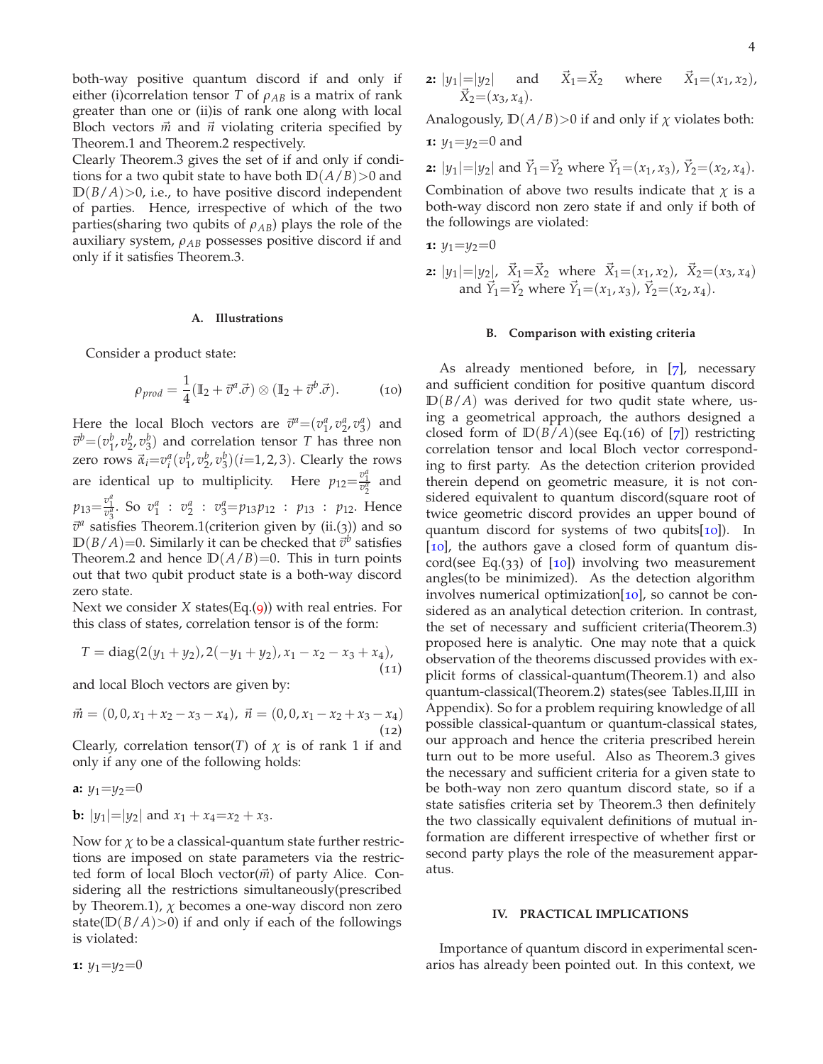both-way positive quantum discord if and only if either (i)correlation tensor $T$ of $\rho_{AB}$ is a matrix of rank greater than one or (ii)is of rank one along with local Bloch vectors $\vec{m}$ and $\vec{n}$ violating criteria specified by Theorem.1 and Theorem.2 respectively.

Clearly Theorem.3 gives the set of if and only if conditions for a two qubit state to have both $\mathbb{D}(A/B)>0$ and $\mathbb{D}(B/A)>0$, i.e., to have positive discord independent of parties. Hence, irrespective of which of the two parties(sharing two qubits of $\rho_{AB}$) plays the role of the auxiliary system, $\rho_{AB}$ possesses positive discord if and only if it satisfies Theorem.3.

### A. Illustrations

Consider a product state:

$$\rho_{prod} = \frac{1}{4}(\mathbb{I}_2 + \vec{v}^a.\vec{\sigma}) \otimes (\mathbb{I}_2 + \vec{v}^b.\vec{\sigma}). \tag{10}$$

Here the local Bloch vectors are $\vec{v}^a=(v_1^a, v_2^a, v_3^a)$ and $\vec{v}^b=(v_1^b, v_2^b, v_3^b)$ and correlation tensor $T$ has three non zero rows $\vec{\alpha}_i=v_i^a(v_1^b, v_2^b, v_3^b)(i=1,2,3)$. Clearly the rows are identical up to multiplicity. Here $p_{12}=\frac{v_1^a}{v_2^a}$ and $p_{13}=\frac{v_1^a}{v_3^a}$. So $v_1^a : v_2^a : v_3^a = p_{13}p_{12} : p_{13} : p_{12}$. Hence $\vec{v}^a$ satisfies Theorem.1(criterion given by (ii.(3)) and so $\mathbb{D}(B/A)=0$. Similarly it can be checked that $\vec{v}^b$ satisfies Theorem.2 and hence $\mathbb{D}(A/B)=0$. This in turn points out that two qubit product state is a both-way discord zero state.

Next we consider $X$ states(Eq.(9)) with real entries. For this class of states, correlation tensor is of the form:

$$T = \text{diag}(2(y_1+y_2), 2(-y_1+y_2), x_1 - x_2 - x_3 + x_4), \tag{11}$$

and local Bloch vectors are given by:

$$\vec{m} = (0, 0, x_1 + x_2 - x_3 - x_4),\ \vec{n} = (0, 0, x_1 - x_2 + x_3 - x_4) \tag{12}$$

Clearly, correlation tensor($T$) of $\chi$ is of rank 1 if and only if any one of the following holds:

**a:** $y_1=y_2=0$

**b:** $|y_1|=|y_2|$ and $x_1+x_4=x_2+x_3$.

Now for $\chi$ to be a classical-quantum state further restrictions are imposed on state parameters via the restricted form of local Bloch vector($\vec{m}$) of party Alice. Considering all the restrictions simultaneously(prescribed by Theorem.1), $\chi$ becomes a one-way discord non zero state($\mathbb{D}(B/A)>0$) if and only if each of the followings is violated:

**1:** $y_1=y_2=0$

**2:** $|y_1|=|y_2|$ and $\vec{X}_1=\vec{X}_2$ where $\vec{X}_1=(x_1,x_2)$, $\vec{X}_2=(x_3,x_4)$.

Analogously, $\mathbb{D}(A/B)>0$ if and only if $\chi$ violates both:

**1:** $y_1=y_2=0$ and

**2:** $|y_1|=|y_2|$ and $\vec{Y}_1=\vec{Y}_2$ where $\vec{Y}_1=(x_1,x_3)$, $\vec{Y}_2=(x_2,x_4)$.

Combination of above two results indicate that $\chi$ is a both-way discord non zero state if and only if both of the followings are violated:

**1:** $y_1=y_2=0$

**2:** $|y_1|=|y_2|$, $\vec{X}_1=\vec{X}_2$ where $\vec{X}_1=(x_1,x_2)$, $\vec{X}_2=(x_3,x_4)$ and $\vec{Y}_1=\vec{Y}_2$ where $\vec{Y}_1=(x_1,x_3)$, $\vec{Y}_2=(x_2,x_4)$.

### B. Comparison with existing criteria

As already mentioned before, in [7], necessary and sufficient condition for positive quantum discord $\mathbb{D}(B/A)$ was derived for two qudit state where, using a geometrical approach, the authors designed a closed form of $\mathbb{D}(B/A)$(see Eq.(16) of [7]) restricting correlation tensor and local Bloch vector corresponding to first party. As the detection criterion provided therein depend on geometric measure, it is not considered equivalent to quantum discord(square root of twice geometric discord provides an upper bound of quantum discord for systems of two qubits[10]). In [10], the authors gave a closed form of quantum discord(see Eq.(33) of [10]) involving two measurement angles(to be minimized). As the detection algorithm involves numerical optimization[10], so cannot be considered as an analytical detection criterion. In contrast, the set of necessary and sufficient criteria(Theorem.3) proposed here is analytic. One may note that a quick observation of the theorems discussed provides with explicit forms of classical-quantum(Theorem.1) and also quantum-classical(Theorem.2) states(see Tables.II,III in Appendix). So for a problem requiring knowledge of all possible classical-quantum or quantum-classical states, our approach and hence the criteria prescribed herein turn out to be more useful. Also as Theorem.3 gives the necessary and sufficient criteria for a given state to be both-way non zero quantum discord state, so if a state satisfies criteria set by Theorem.3 then definitely the two classically equivalent definitions of mutual information are different irrespective of whether first or second party plays the role of the measurement apparatus.

## IV. PRACTICAL IMPLICATIONS

Importance of quantum discord in experimental scenarios has already been pointed out. In this context, we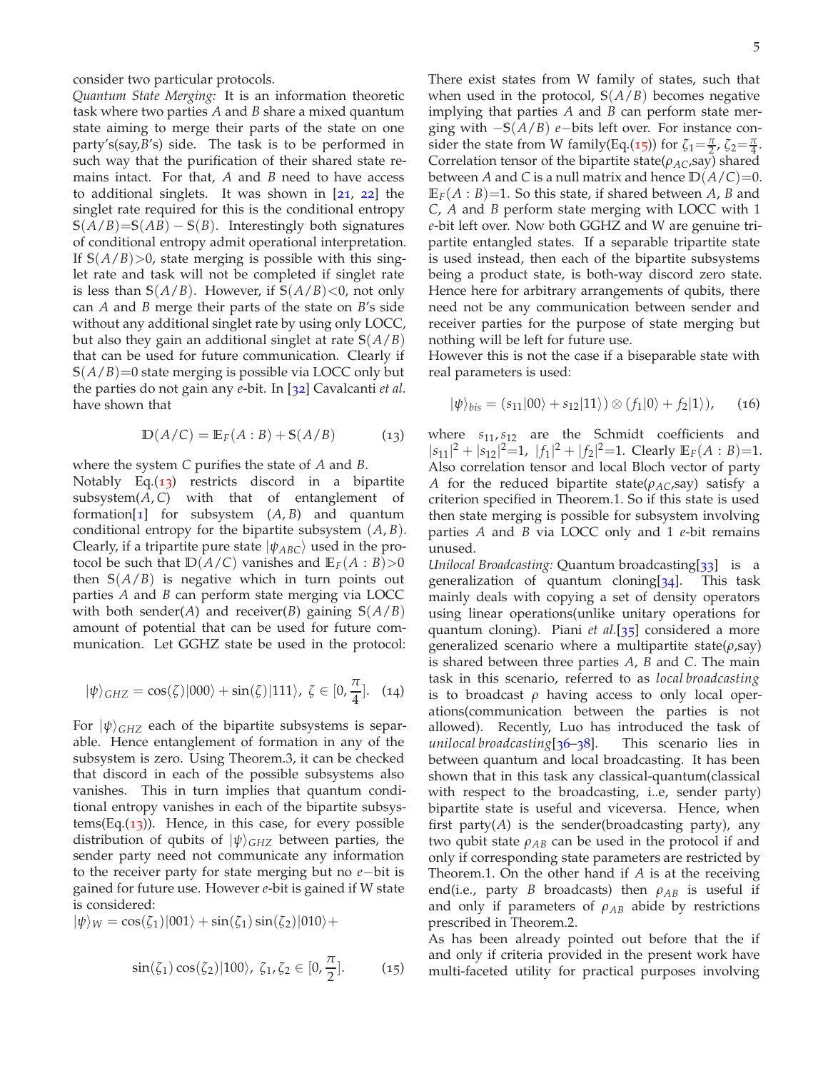consider two particular protocols.

*Quantum State Merging:* It is an information theoretic task where two parties $A$ and $B$ share a mixed quantum state aiming to merge their parts of the state on one party's(say,$B$'s) side. The task is to be performed in such way that the purification of their shared state remains intact. For that, $A$ and $B$ need to have access to additional singlets. It was shown in [21, 22] the singlet rate required for this is the conditional entropy $\mathbb{S}(A/B)$=$\mathbb{S}(AB)-\mathbb{S}(B)$. Interestingly both signatures of conditional entropy admit operational interpretation. If $\mathbb{S}(A/B)>0$, state merging is possible with this singlet rate and task will not be completed if singlet rate is less than $\mathbb{S}(A/B)$. However, if $\mathbb{S}(A/B)<0$, not only can $A$ and $B$ merge their parts of the state on $B$'s side without any additional singlet rate by using only LOCC, but also they gain an additional singlet at rate $\mathbb{S}(A/B)$ that can be used for future communication. Clearly if $\mathbb{S}(A/B)$=0 state merging is possible via LOCC only but the parties do not gain any $e$-bit. In [32] Cavalcanti *et al.* have shown that

$$\mathbb{D}(A/C) = \mathbb{E}_F(A:B) + \mathbb{S}(A/B) \tag{13}$$

where the system $C$ purifies the state of $A$ and $B$.

Notably Eq.(13) restricts discord in a bipartite subsystem$(A,C)$ with that of entanglement of formation[1] for subsystem $(A,B)$ and quantum conditional entropy for the bipartite subsystem $(A,B)$. Clearly, if a tripartite pure state $|\psi_{ABC}\rangle$ used in the protocol be such that $\mathbb{D}(A/C)$ vanishes and $\mathbb{E}_F(A:B)>0$ then $\mathbb{S}(A/B)$ is negative which in turn points out parties $A$ and $B$ can perform state merging via LOCC with both sender($A$) and receiver($B$) gaining $\mathbb{S}(A/B)$ amount of potential that can be used for future communication. Let GGHZ state be used in the protocol:

$$|\psi\rangle_{GHZ} = \cos(\zeta)|000\rangle + \sin(\zeta)|111\rangle,\ \zeta \in [0, \frac{\pi}{4}]. \tag{14}$$

For $|\psi\rangle_{GHZ}$ each of the bipartite subsystems is separable. Hence entanglement of formation in any of the subsystem is zero. Using Theorem.3, it can be checked that discord in each of the possible subsystems also vanishes. This in turn implies that quantum conditional entropy vanishes in each of the bipartite subsystems(Eq.(13)). Hence, in this case, for every possible distribution of qubits of $|\psi\rangle_{GHZ}$ between parties, the sender party need not communicate any information to the receiver party for state merging but no $e-$bit is gained for future use. However $e$-bit is gained if W state is considered:

$$|\psi\rangle_W = \cos(\zeta_1)|001\rangle + \sin(\zeta_1)\sin(\zeta_2)|010\rangle + \sin(\zeta_1)\cos(\zeta_2)|100\rangle,\ \zeta_1, \zeta_2 \in [0, \frac{\pi}{2}]. \tag{15}$$

There exist states from W family of states, such that when used in the protocol, $\mathbb{S}(A/B)$ becomes negative implying that parties $A$ and $B$ can perform state merging with $-\mathbb{S}(A/B)$ $e-$bits left over. For instance consider the state from W family(Eq.(15)) for $\zeta_1$=$\frac{\pi}{2}$, $\zeta_2$=$\frac{\pi}{4}$. Correlation tensor of the bipartite state($\rho_{AC}$,say) shared between $A$ and $C$ is a null matrix and hence $\mathbb{D}(A/C)$=0. $\mathbb{E}_F(A:B)$=1. So this state, if shared between $A$, $B$ and $C$, $A$ and $B$ perform state merging with LOCC with 1 $e$-bit left over. Now both GGHZ and W are genuine tripartite entangled states. If a separable tripartite state is used instead, then each of the bipartite subsystems being a product state, is both-way discord zero state. Hence here for arbitrary arrangements of qubits, there need not be any communication between sender and receiver parties for the purpose of state merging but nothing will be left for future use.

However this is not the case if a biseparable state with real parameters is used:

$$|\psi\rangle_{bis} = (s_{11}|00\rangle + s_{12}|11\rangle) \otimes (f_1|0\rangle + f_2|1\rangle), \tag{16}$$

where $s_{11}, s_{12}$ are the Schmidt coefficients and $|s_{11}|^2 + |s_{12}|^2$=1, $|f_1|^2 + |f_2|^2$=1. Clearly $\mathbb{E}_F(A:B)$=1. Also correlation tensor and local Bloch vector of party $A$ for the reduced bipartite state($\rho_{AC}$,say) satisfy a criterion specified in Theorem.1. So if this state is used then state merging is possible for subsystem involving parties $A$ and $B$ via LOCC only and 1 $e$-bit remains unused.

*Unilocal Broadcasting:* Quantum broadcasting[33] is a generalization of quantum cloning[34]. This task mainly deals with copying a set of density operators using linear operations(unlike unitary operations for quantum cloning). Piani *et al.*[35] considered a more generalized scenario where a multipartite state($\rho$,say) is shared between three parties $A$, $B$ and $C$. The main task in this scenario, referred to as *local broadcasting* is to broadcast $\rho$ having access to only local operations(communication between the parties is not allowed). Recently, Luo has introduced the task of *unilocal broadcasting*[36–38]. This scenario lies in between quantum and local broadcasting. It has been shown that in this task any classical-quantum(classical with respect to the broadcasting, i..e, sender party) bipartite state is useful and viceversa. Hence, when first party($A$) is the sender(broadcasting party), any two qubit state $\rho_{AB}$ can be used in the protocol if and only if corresponding state parameters are restricted by Theorem.1. On the other hand if $A$ is at the receiving end(i.e., party $B$ broadcasts) then $\rho_{AB}$ is useful if and only if parameters of $\rho_{AB}$ abide by restrictions prescribed in Theorem.2.

As has been already pointed out before that the if and only if criteria provided in the present work have multi-faceted utility for practical purposes involving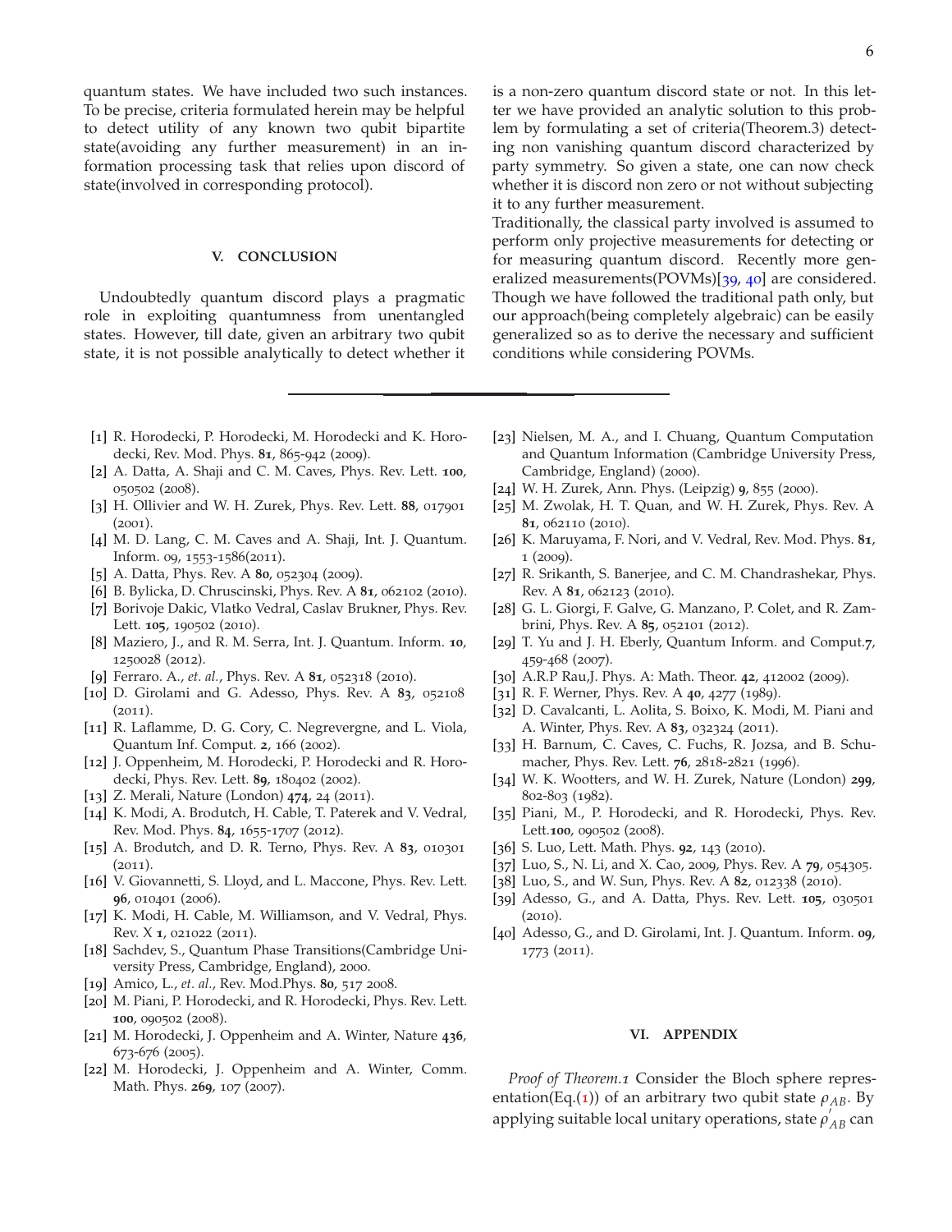quantum states. We have included two such instances. To be precise, criteria formulated herein may be helpful to detect utility of any known two qubit bipartite state(avoiding any further measurement) in an information processing task that relies upon discord of state(involved in corresponding protocol).

## V. CONCLUSION

Undoubtedly quantum discord plays a pragmatic role in exploiting quantumness from unentangled states. However, till date, given an arbitrary two qubit state, it is not possible analytically to detect whether it is a non-zero quantum discord state or not. In this letter we have provided an analytic solution to this problem by formulating a set of criteria(Theorem.3) detecting non vanishing quantum discord characterized by party symmetry. So given a state, one can now check whether it is discord non zero or not without subjecting it to any further measurement.

Traditionally, the classical party involved is assumed to perform only projective measurements for detecting or for measuring quantum discord. Recently more generalized measurements(POVMs)[39, 40] are considered. Though we have followed the traditional path only, but our approach(being completely algebraic) can be easily generalized so as to derive the necessary and sufficient conditions while considering POVMs.

---

[1] R. Horodecki, P. Horodecki, M. Horodecki and K. Horodecki, Rev. Mod. Phys. **81**, 865-942 (2009).

[2] A. Datta, A. Shaji and C. M. Caves, Phys. Rev. Lett. **100**, 050502 (2008).

[3] H. Ollivier and W. H. Zurek, Phys. Rev. Lett. **88**, 017901 (2001).

[4] M. D. Lang, C. M. Caves and A. Shaji, Int. J. Quantum. Inform. 09, 1553-1586(2011).

[5] A. Datta, Phys. Rev. A **80**, 052304 (2009).

[6] B. Bylicka, D. Chruscinski, Phys. Rev. A **81**, 062102 (2010).

[7] Borivoje Dakic, Vlatko Vedral, Caslav Brukner, Phys. Rev. Lett. **105**, 190502 (2010).

[8] Maziero, J., and R. M. Serra, Int. J. Quantum. Inform. **10**, 1250028 (2012).

[9] Ferraro. A., *et. al.*, Phys. Rev. A **81**, 052318 (2010).

[10] D. Girolami and G. Adesso, Phys. Rev. A **83**, 052108 (2011).

[11] R. Laflamme, D. G. Cory, C. Negrevergne, and L. Viola, Quantum Inf. Comput. **2**, 166 (2002).

[12] J. Oppenheim, M. Horodecki, P. Horodecki and R. Horodecki, Phys. Rev. Lett. **89**, 180402 (2002).

[13] Z. Merali, Nature (London) **474**, 24 (2011).

[14] K. Modi, A. Brodutch, H. Cable, T. Paterek and V. Vedral, Rev. Mod. Phys. **84**, 1655-1707 (2012).

[15] A. Brodutch, and D. R. Terno, Phys. Rev. A **83**, 010301 (2011).

[16] V. Giovannetti, S. Lloyd, and L. Maccone, Phys. Rev. Lett. **96**, 010401 (2006).

[17] K. Modi, H. Cable, M. Williamson, and V. Vedral, Phys. Rev. X **1**, 021022 (2011).

[18] Sachdev, S., Quantum Phase Transitions(Cambridge University Press, Cambridge, England), 2000.

[19] Amico, L., *et. al.*, Rev. Mod.Phys. **80**, 517 2008.

[20] M. Piani, P. Horodecki, and R. Horodecki, Phys. Rev. Lett. **100**, 090502 (2008).

[21] M. Horodecki, J. Oppenheim and A. Winter, Nature **436**, 673-676 (2005).

[22] M. Horodecki, J. Oppenheim and A. Winter, Comm. Math. Phys. **269**, 107 (2007).

[23] Nielsen, M. A., and I. Chuang, Quantum Computation and Quantum Information (Cambridge University Press, Cambridge, England) (2000).

[24] W. H. Zurek, Ann. Phys. (Leipzig) **9**, 855 (2000).

[25] M. Zwolak, H. T. Quan, and W. H. Zurek, Phys. Rev. A **81**, 062110 (2010).

[26] K. Maruyama, F. Nori, and V. Vedral, Rev. Mod. Phys. **81**, 1 (2009).

[27] R. Srikanth, S. Banerjee, and C. M. Chandrashekar, Phys. Rev. A **81**, 062123 (2010).

[28] G. L. Giorgi, F. Galve, G. Manzano, P. Colet, and R. Zambrini, Phys. Rev. A **85**, 052101 (2012).

[29] T. Yu and J. H. Eberly, Quantum Inform. and Comput.**7**, 459-468 (2007).

[30] A.R.P Rau,J. Phys. A: Math. Theor. **42**, 412002 (2009).

[31] R. F. Werner, Phys. Rev. A **40**, 4277 (1989).

[32] D. Cavalcanti, L. Aolita, S. Boixo, K. Modi, M. Piani and A. Winter, Phys. Rev. A **83**, 032324 (2011).

[33] H. Barnum, C. Caves, C. Fuchs, R. Jozsa, and B. Schumacher, Phys. Rev. Lett. **76**, 2818-2821 (1996).

[34] W. K. Wootters, and W. H. Zurek, Nature (London) **299**, 802-803 (1982).

[35] Piani, M., P. Horodecki, and R. Horodecki, Phys. Rev. Lett.**100**, 090502 (2008).

[36] S. Luo, Lett. Math. Phys. **92**, 143 (2010).

[37] Luo, S., N. Li, and X. Cao, 2009, Phys. Rev. A **79**, 054305.

[38] Luo, S., and W. Sun, Phys. Rev. A **82**, 012338 (2010).

[39] Adesso, G., and A. Datta, Phys. Rev. Lett. **105**, 030501 (2010).

[40] Adesso, G., and D. Girolami, Int. J. Quantum. Inform. **09**, 1773 (2011).

## VI. APPENDIX

*Proof of Theorem.1* Consider the Bloch sphere representation(Eq.(1)) of an arbitrary two qubit state $\rho_{AB}$. By applying suitable local unitary operations, state $\rho_{AB}^{'}$ can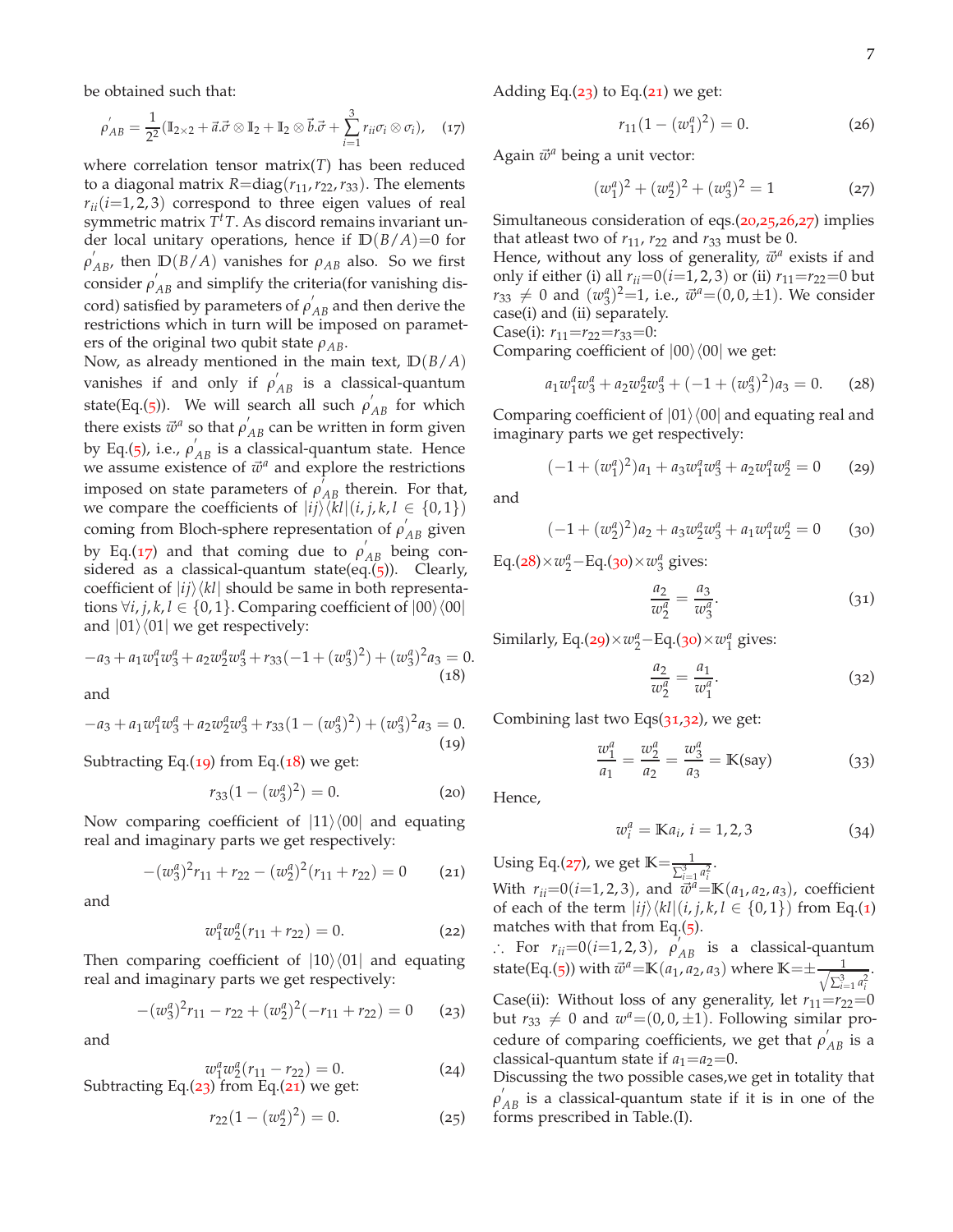be obtained such that:

$$\rho^{'}_{AB} = \frac{1}{2^2}(\mathbb{I}_{2\times 2} + \vec{a}.\vec{\sigma}\otimes\mathbb{I}_2 + \mathbb{I}_2\otimes\vec{b}.\vec{\sigma} + \sum_{i=1}^{3} r_{ii}\sigma_i\otimes\sigma_i), \quad (17)$$

where correlation tensor matrix($T$) has been reduced to a diagonal matrix $R=\text{diag}(r_{11}, r_{22}, r_{33})$. The elements $r_{ii}(i=1,2,3)$ correspond to three eigen values of real symmetric matrix $T^tT$. As discord remains invariant under local unitary operations, hence if $\mathbb{D}(B/A)=0$ for $\rho^{'}_{AB}$, then $\mathbb{D}(B/A)$ vanishes for $\rho_{AB}$ also. So we first consider $\rho^{'}_{AB}$ and simplify the criteria(for vanishing discord) satisfied by parameters of $\rho^{'}_{AB}$ and then derive the restrictions which in turn will be imposed on parameters of the original two qubit state $\rho_{AB}$.

Now, as already mentioned in the main text, $\mathbb{D}(B/A)$ vanishes if and only if $\rho^{'}_{AB}$ is a classical-quantum state(Eq.(5)). We will search all such $\rho^{'}_{AB}$ for which there exists $\vec{w}^a$ so that $\rho^{'}_{AB}$ can be written in form given by Eq.(5), i.e., $\rho^{'}_{AB}$ is a classical-quantum state. Hence we assume existence of $\vec{w}^a$ and explore the restrictions imposed on state parameters of $\rho^{'}_{AB}$ therein. For that, we compare the coefficients of $|ij\rangle\langle kl|(i,j,k,l \in \{0,1\})$ coming from Bloch-sphere representation of $\rho^{'}_{AB}$ given by Eq.(17) and that coming due to $\rho^{'}_{AB}$ being considered as a classical-quantum state(eq.(5)). Clearly, coefficient of $|ij\rangle\langle kl|$ should be same in both representations $\forall i,j,k,l \in \{0,1\}$. Comparing coefficient of $|00\rangle\langle 00|$ and $|01\rangle\langle 01|$ we get respectively:

$$-a_3 + a_1 w_1^a w_3^a + a_2 w_2^a w_3^a + r_{33}(-1+(w_3^a)^2) + (w_3^a)^2 a_3 = 0. \quad (18)$$

and

$$-a_3 + a_1 w_1^a w_3^a + a_2 w_2^a w_3^a + r_{33}(1-(w_3^a)^2) + (w_3^a)^2 a_3 = 0. \quad (19)$$

Subtracting Eq.(19) from Eq.(18) we get:

$$r_{33}(1-(w_3^a)^2) = 0. \quad (20)$$

Now comparing coefficient of $|11\rangle\langle 00|$ and equating real and imaginary parts we get respectively:

$$-(w_3^a)^2 r_{11} + r_{22} - (w_2^a)^2(r_{11}+r_{22}) = 0 \quad (21)$$

and

$$w_1^a w_2^a (r_{11}+r_{22}) = 0. \quad (22)$$

Then comparing coefficient of $|10\rangle\langle 01|$ and equating real and imaginary parts we get respectively:

$$-(w_3^a)^2 r_{11} - r_{22} + (w_2^a)^2(-r_{11}+r_{22}) = 0 \quad (23)$$

and

$$w_1^a w_2^a (r_{11}-r_{22}) = 0. \quad (24)$$

Subtracting Eq.(23) from Eq.(21) we get:

$$r_{22}(1-(w_2^a)^2) = 0. \quad (25)$$

Adding Eq.(23) to Eq.(21) we get:

$$r_{11}(1-(w_1^a)^2) = 0. \quad (26)$$

Again $\vec{w}^a$ being a unit vector:

$$(w_1^a)^2 + (w_2^a)^2 + (w_3^a)^2 = 1 \quad (27)$$

Simultaneous consideration of eqs.(20,25,26,27) implies that atleast two of $r_{11}$, $r_{22}$ and $r_{33}$ must be 0.

Hence, without any loss of generality, $\vec{w}^a$ exists if and only if either (i) all $r_{ii}=0(i=1,2,3)$ or (ii) $r_{11}=r_{22}=0$ but $r_{33} \neq 0$ and $(w_3^a)^2=1$, i.e., $\vec{w}^a=(0,0,\pm 1)$. We consider case(i) and (ii) separately.

Case(i): $r_{11}=r_{22}=r_{33}=0$:

Comparing coefficient of $|00\rangle\langle 00|$ we get:

$$a_1 w_1^a w_3^a + a_2 w_2^a w_3^a + (-1+(w_3^a)^2)a_3 = 0. \quad (28)$$

Comparing coefficient of $|01\rangle\langle 00|$ and equating real and imaginary parts we get respectively:

$$(-1+(w_1^a)^2)a_1 + a_3 w_1^a w_3^a + a_2 w_1^a w_2^a = 0 \quad (29)$$

and

$$(-1+(w_2^a)^2)a_2 + a_3 w_2^a w_3^a + a_1 w_1^a w_2^a = 0 \quad (30)$$

Eq.(28)$\times w_2^a -$Eq.(30)$\times w_3^a$ gives:

$$\frac{a_2}{w_2^a} = \frac{a_3}{w_3^a}. \quad (31)$$

Similarly, Eq.(29)$\times w_2^a -$Eq.(30)$\times w_1^a$ gives:

$$\frac{a_2}{w_2^a} = \frac{a_1}{w_1^a}. \quad (32)$$

Combining last two Eqs(31,32), we get:

$$\frac{w_1^a}{a_1} = \frac{w_2^a}{a_2} = \frac{w_3^a}{a_3} = \mathbb{K}(\text{say}) \quad (33)$$

Hence,

$$w_i^a = \mathbb{K}a_i,\ i=1,2,3 \quad (34)$$

Using Eq.(27), we get $\mathbb{K}=\frac{1}{\sum_{i=1}^{3} a_i^2}$.

With $r_{ii}=0(i=1,2,3)$, and $\vec{w}^a=\mathbb{K}(a_1,a_2,a_3)$, coefficient of each of the term $|ij\rangle\langle kl|(i,j,k,l \in \{0,1\})$ from Eq.(1) matches with that from Eq.(5).

$\therefore$ For $r_{ii}=0(i=1,2,3)$, $\rho^{'}_{AB}$ is a classical-quantum state(Eq.(5)) with $\vec{w}^a=\mathbb{K}(a_1,a_2,a_3)$ where $\mathbb{K}=\pm\frac{1}{\sqrt{\sum_{i=1}^{3} a_i^2}}$.

Case(ii): Without loss of any generality, let $r_{11}=r_{22}=0$ but $r_{33} \neq 0$ and $w^a=(0,0,\pm 1)$. Following similar procedure of comparing coefficients, we get that $\rho^{'}_{AB}$ is a classical-quantum state if $a_1=a_2=0$.

Discussing the two possible cases,we get in totality that $\rho^{'}_{AB}$ is a classical-quantum state if it is in one of the forms prescribed in Table.(I).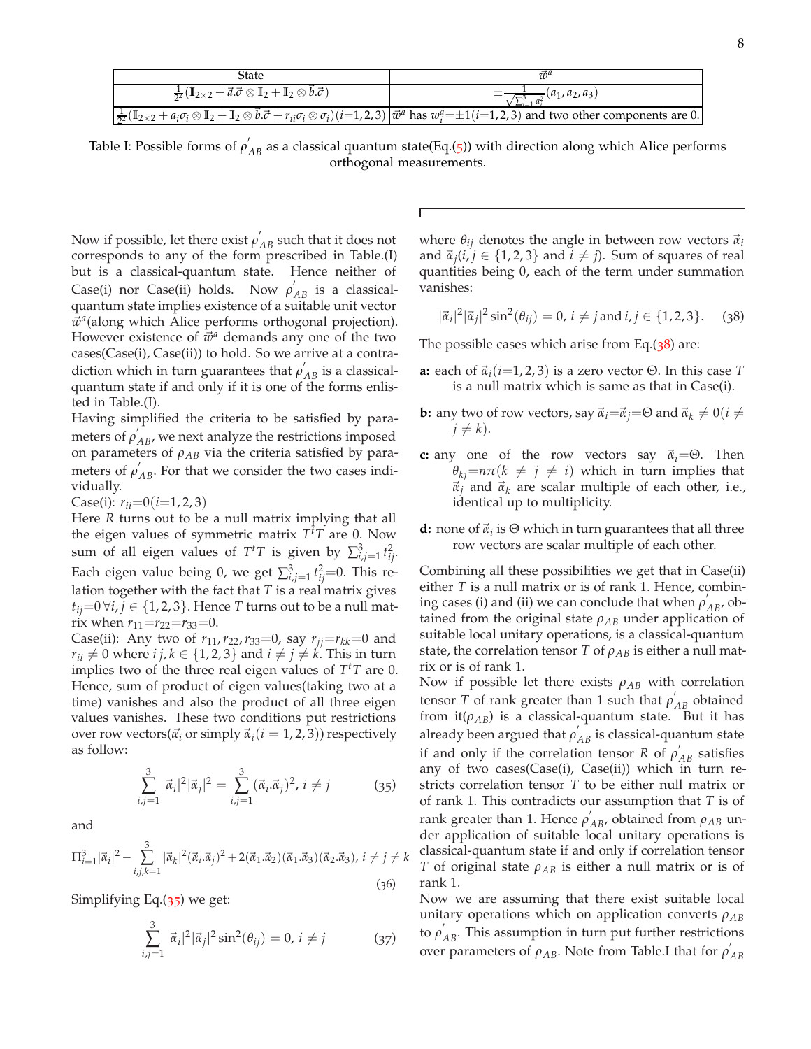| State | $\vec{w}^a$ |
|---|---|
| $\frac{1}{2^2}(\mathbb{I}_{2\times 2}+\vec{a}.\vec{\sigma}\otimes\mathbb{I}_2+\mathbb{I}_2\otimes\vec{b}.\vec{\sigma})$ | $\pm\frac{1}{\sqrt{\sum_{i=1}^{3}a_i^2}}(a_1,a_2,a_3)$ |
| $\frac{1}{2^2}(\mathbb{I}_{2\times 2}+a_i\sigma_i\otimes\mathbb{I}_2+\mathbb{I}_2\otimes\vec{b}.\vec{\sigma}+r_{ii}\sigma_i\otimes\sigma_i)(i=1,2,3)$ | $\vec{w}^a$ has $w_i^a=\pm 1(i=1,2,3)$ and two other components are 0. |

Table I: Possible forms of $\rho^{'}_{AB}$ as a classical quantum state(Eq.(5)) with direction along which Alice performs orthogonal measurements.

Now if possible, let there exist $\rho^{'}_{AB}$ such that it does not corresponds to any of the form prescribed in Table.(I) but is a classical-quantum state. Hence neither of Case(i) nor Case(ii) holds. Now $\rho^{'}_{AB}$ is a classical-quantum state implies existence of a suitable unit vector $\vec{w}^a$(along which Alice performs orthogonal projection). However existence of $\vec{w}^a$ demands any one of the two cases(Case(i), Case(ii)) to hold. So we arrive at a contradiction which in turn guarantees that $\rho^{'}_{AB}$ is a classical-quantum state if and only if it is one of the forms enlisted in Table.(I).

Having simplified the criteria to be satisfied by parameters of $\rho^{'}_{AB}$, we next analyze the restrictions imposed on parameters of $\rho_{AB}$ via the criteria satisfied by parameters of $\rho^{'}_{AB}$. For that we consider the two cases individually.

Case(i): $r_{ii}=0(i=1,2,3)$

Here $R$ turns out to be a null matrix implying that all the eigen values of symmetric matrix $T^tT$ are 0. Now sum of all eigen values of $T^tT$ is given by $\sum_{i,j=1}^{3}t_{ij}^2$. Each eigen value being 0, we get $\sum_{i,j=1}^{3}t_{ij}^2=0$. This relation together with the fact that $T$ is a real matrix gives $t_{ij}=0\,\forall i,j\in\{1,2,3\}$. Hence $T$ turns out to be a null matrix when $r_{11}=r_{22}=r_{33}=0$.

Case(ii): Any two of $r_{11},r_{22},r_{33}=0$, say $r_{jj}=r_{kk}=0$ and $r_{ii}\neq 0$ where $i\,j,k\in\{1,2,3\}$ and $i\neq j\neq k$. This in turn implies two of the three real eigen values of $T^tT$ are 0. Hence, sum of product of eigen values(taking two at a time) vanishes and also the product of all three eigen values vanishes. These two conditions put restrictions over row vectors($\vec{\alpha}_i$ or simply $\vec{\alpha}_i(i=1,2,3)$) respectively as follow:

$$\sum_{i,j=1}^{3}|\vec{\alpha}_i|^2|\vec{\alpha}_j|^2=\sum_{i,j=1}^{3}(\vec{\alpha}_i.\vec{\alpha}_j)^2,\; i\neq j \tag{35}$$

and

$$\Pi_{i=1}^{3}|\vec{\alpha}_i|^2-\sum_{i,j,k=1}^{3}|\vec{\alpha}_k|^2(\vec{\alpha}_i.\vec{\alpha}_j)^2+2(\vec{\alpha}_1.\vec{\alpha}_2)(\vec{\alpha}_1.\vec{\alpha}_3)(\vec{\alpha}_2.\vec{\alpha}_3),\; i\neq j\neq k \tag{36}$$

Simplifying Eq.(35) we get:

$$\sum_{i,j=1}^{3}|\vec{\alpha}_i|^2|\vec{\alpha}_j|^2\sin^2(\theta_{ij})=0,\; i\neq j \tag{37}$$

where $\theta_{ij}$ denotes the angle in between row vectors $\vec{\alpha}_i$ and $\vec{\alpha}_j(i,j\in\{1,2,3\}$ and $i\neq j)$. Sum of squares of real quantities being 0, each of the term under summation vanishes:

$$|\vec{\alpha}_i|^2|\vec{\alpha}_j|^2\sin^2(\theta_{ij})=0,\; i\neq j\,\text{and}\, i,j\in\{1,2,3\}. \tag{38}$$

The possible cases which arise from Eq.(38) are:

**a:** each of $\vec{\alpha}_i(i=1,2,3)$ is a zero vector $\Theta$. In this case $T$ is a null matrix which is same as that in Case(i).

**b:** any two of row vectors, say $\vec{\alpha}_i=\vec{\alpha}_j=\Theta$ and $\vec{\alpha}_k\neq 0(i\neq j\neq k)$.

**c:** any one of the row vectors say $\vec{\alpha}_i=\Theta$. Then $\theta_{kj}=n\pi(k\neq j\neq i)$ which in turn implies that $\vec{\alpha}_j$ and $\vec{\alpha}_k$ are scalar multiple of each other, i.e., identical up to multiplicity.

**d:** none of $\vec{\alpha}_i$ is $\Theta$ which in turn guarantees that all three row vectors are scalar multiple of each other.

Combining all these possibilities we get that in Case(ii) either $T$ is a null matrix or is of rank 1. Hence, combining cases (i) and (ii) we can conclude that when $\rho^{'}_{AB}$, obtained from the original state $\rho_{AB}$ under application of suitable local unitary operations, is a classical-quantum state, the correlation tensor $T$ of $\rho_{AB}$ is either a null matrix or is of rank 1.

Now if possible let there exists $\rho_{AB}$ with correlation tensor $T$ of rank greater than 1 such that $\rho^{'}_{AB}$ obtained from it($\rho_{AB}$) is a classical-quantum state. But it has already been argued that $\rho^{'}_{AB}$ is classical-quantum state if and only if the correlation tensor $R$ of $\rho^{'}_{AB}$ satisfies any of two cases(Case(i), Case(ii)) which in turn restricts correlation tensor $T$ to be either null matrix or of rank 1. This contradicts our assumption that $T$ is of rank greater than 1. Hence $\rho^{'}_{AB}$, obtained from $\rho_{AB}$ under application of suitable local unitary operations is classical-quantum state if and only if correlation tensor $T$ of original state $\rho_{AB}$ is either a null matrix or is of rank 1.

Now we are assuming that there exist suitable local unitary operations which on application converts $\rho_{AB}$ to $\rho^{'}_{AB}$. This assumption in turn put further restrictions over parameters of $\rho_{AB}$. Note from Table.I that for $\rho^{'}_{AB}$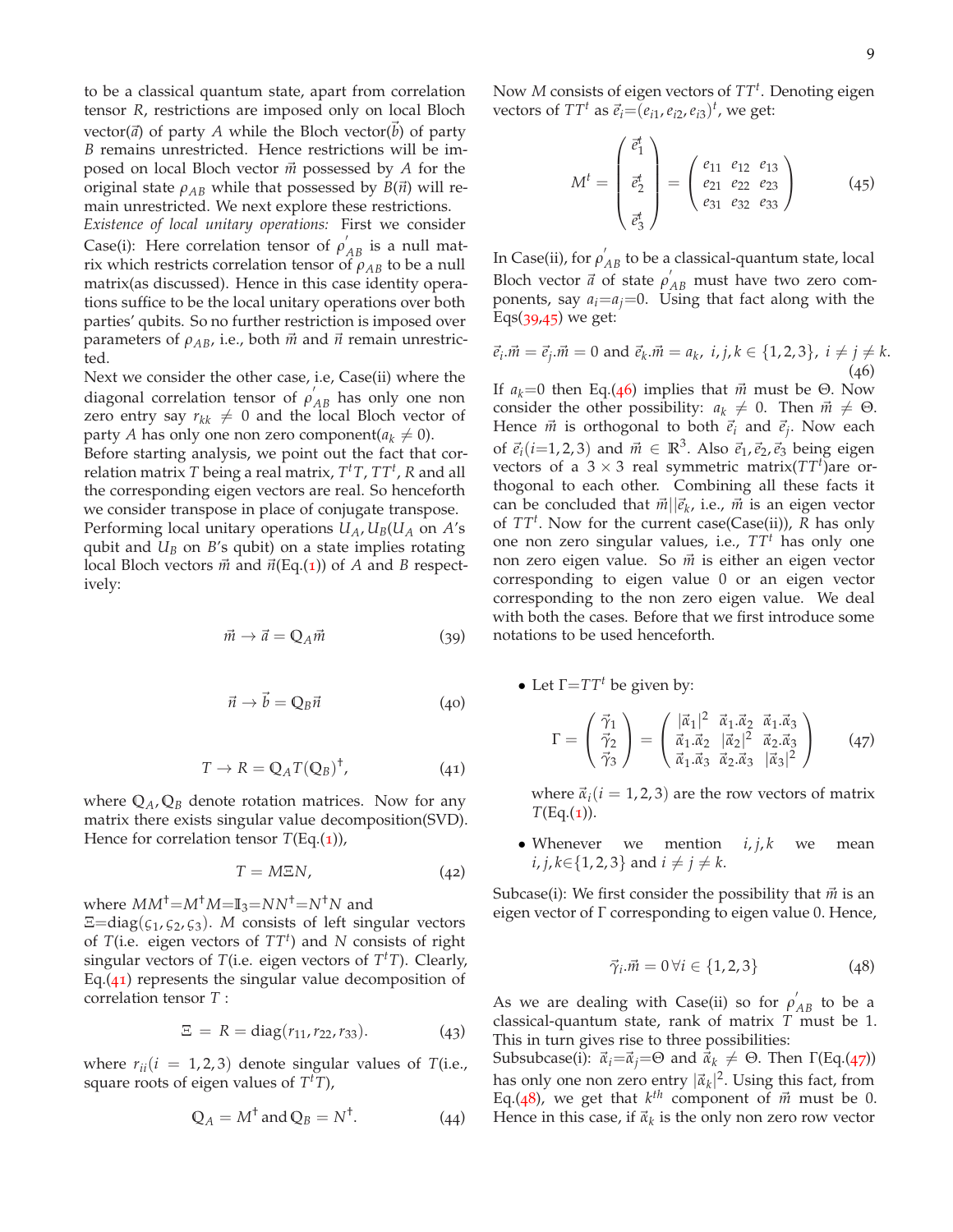to be a classical quantum state, apart from correlation tensor $R$, restrictions are imposed only on local Bloch vector($\vec{a}$) of party $A$ while the Bloch vector($\vec{b}$) of party $B$ remains unrestricted. Hence restrictions will be imposed on local Bloch vector $\vec{m}$ possessed by $A$ for the original state $\rho_{AB}$ while that possessed by $B(\vec{n})$ will remain unrestricted. We next explore these restrictions.

*Existence of local unitary operations:* First we consider Case(i): Here correlation tensor of $\rho^{'}_{AB}$ is a null matrix which restricts correlation tensor of $\rho_{AB}$ to be a null matrix(as discussed). Hence in this case identity operations suffice to be the local unitary operations over both parties' qubits. So no further restriction is imposed over parameters of $\rho_{AB}$, i.e., both $\vec{m}$ and $\vec{n}$ remain unrestricted.

Next we consider the other case, i.e, Case(ii) where the diagonal correlation tensor of $\rho^{'}_{AB}$ has only one non zero entry say $r_{kk} \neq 0$ and the local Bloch vector of party $A$ has only one non zero component($a_k \neq 0$).

Before starting analysis, we point out the fact that correlation matrix $T$ being a real matrix, $T^tT$, $TT^t$, $R$ and all the corresponding eigen vectors are real. So henceforth we consider transpose in place of conjugate transpose.

Performing local unitary operations $U_A, U_B$($U_A$ on $A$'s qubit and $U_B$ on $B$'s qubit) on a state implies rotating local Bloch vectors $\vec{m}$ and $\vec{n}$(Eq.(1)) of $A$ and $B$ respectively:

$$\vec{m} \rightarrow \vec{a} = \mathbb{Q}_A \vec{m} \tag{39}$$

$$\vec{n} \rightarrow \vec{b} = \mathbb{Q}_B \vec{n} \tag{40}$$

$$T \rightarrow R = \mathbb{Q}_A T (\mathbb{Q}_B)^{\dagger}, \tag{41}$$

where $\mathbb{Q}_A, \mathbb{Q}_B$ denote rotation matrices. Now for any matrix there exists singular value decomposition(SVD). Hence for correlation tensor $T$(Eq.(1)),

$$T = M \Xi N, \tag{42}$$

where $MM^{\dagger}=M^{\dagger}M=\mathbb{I}_3=NN^{\dagger}=N^{\dagger}N$ and $\Xi=\text{diag}(\varsigma_1, \varsigma_2, \varsigma_3)$. $M$ consists of left singular vectors of $T$(i.e. eigen vectors of $TT^t$) and $N$ consists of right singular vectors of $T$(i.e. eigen vectors of $T^tT$). Clearly, Eq.(41) represents the singular value decomposition of correlation tensor $T$ :

$$\Xi = R = \text{diag}(r_{11}, r_{22}, r_{33}). \tag{43}$$

where $r_{ii}(i = 1, 2, 3)$ denote singular values of $T$(i.e., square roots of eigen values of $T^tT$),

$$\mathbb{Q}_A = M^{\dagger} \text{ and } \mathbb{Q}_B = N^{\dagger}. \tag{44}$$

Now $M$ consists of eigen vectors of $TT^t$. Denoting eigen vectors of $TT^t$ as $\vec{e}_i=(e_{i1}, e_{i2}, e_{i3})^t$, we get:

$$M^t = \begin{pmatrix} \vec{e}_1^{\,t} \\ \vec{e}_2^{\,t} \\ \vec{e}_3^{\,t} \end{pmatrix} = \begin{pmatrix} e_{11} & e_{12} & e_{13} \\ e_{21} & e_{22} & e_{23} \\ e_{31} & e_{32} & e_{33} \end{pmatrix} \tag{45}$$

In Case(ii), for $\rho^{'}_{AB}$ to be a classical-quantum state, local Bloch vector $\vec{a}$ of state $\rho^{'}_{AB}$ must have two zero components, say $a_i$=$a_j$=0. Using that fact along with the Eqs(39,45) we get:

$$\vec{e}_i.\vec{m} = \vec{e}_j.\vec{m} = 0 \text{ and } \vec{e}_k.\vec{m} = a_k, \; i,j,k \in \{1,2,3\}, \; i \neq j \neq k. \tag{46}$$

If $a_k$=0 then Eq.(46) implies that $\vec{m}$ must be $\Theta$. Now consider the other possibility: $a_k \neq 0$. Then $\vec{m} \neq \Theta$. Hence $\vec{m}$ is orthogonal to both $\vec{e}_i$ and $\vec{e}_j$. Now each of $\vec{e}_i(i$=1,2,3) and $\vec{m} \in \mathbb{R}^3$. Also $\vec{e}_1, \vec{e}_2, \vec{e}_3$ being eigen vectors of a $3 \times 3$ real symmetric matrix($TT^t$)are orthogonal to each other. Combining all these facts it can be concluded that $\vec{m} || \vec{e}_k$, i.e., $\vec{m}$ is an eigen vector of $TT^t$. Now for the current case(Case(ii)), $R$ has only one non zero singular values, i.e., $TT^t$ has only one non zero eigen value. So $\vec{m}$ is either an eigen vector corresponding to eigen value 0 or an eigen vector corresponding to the non zero eigen value. We deal with both the cases. Before that we first introduce some notations to be used henceforth.

- Let $\Gamma$=$TT^t$ be given by:

$$\Gamma = \begin{pmatrix} \vec{\gamma}_1 \\ \vec{\gamma}_2 \\ \vec{\gamma}_3 \end{pmatrix} = \begin{pmatrix} |\vec{\alpha}_1|^2 & \vec{\alpha}_1.\vec{\alpha}_2 & \vec{\alpha}_1.\vec{\alpha}_3 \\ \vec{\alpha}_1.\vec{\alpha}_2 & |\vec{\alpha}_2|^2 & \vec{\alpha}_2.\vec{\alpha}_3 \\ \vec{\alpha}_1.\vec{\alpha}_3 & \vec{\alpha}_2.\vec{\alpha}_3 & |\vec{\alpha}_3|^2 \end{pmatrix} \tag{47}$$

  where $\vec{\alpha}_i(i = 1, 2, 3)$ are the row vectors of matrix $T$(Eq.(1)).

- Whenever we mention $i, j, k$ we mean $i, j, k \in \{1, 2, 3\}$ and $i \neq j \neq k$.

Subcase(i): We first consider the possibility that $\vec{m}$ is an eigen vector of $\Gamma$ corresponding to eigen value 0. Hence,

$$\vec{\gamma}_i.\vec{m} = 0 \, \forall i \in \{1, 2, 3\} \tag{48}$$

As we are dealing with Case(ii) so for $\rho^{'}_{AB}$ to be a classical-quantum state, rank of matrix $T$ must be 1. This in turn gives rise to three possibilities:

Subsubcase(i): $\vec{\alpha}_i$=$\vec{\alpha}_j$=$\Theta$ and $\vec{\alpha}_k \neq \Theta$. Then $\Gamma$(Eq.(47)) has only one non zero entry $|\vec{\alpha}_k|^2$. Using this fact, from Eq.(48), we get that $k^{th}$ component of $\vec{m}$ must be 0. Hence in this case, if $\vec{\alpha}_k$ is the only non zero row vector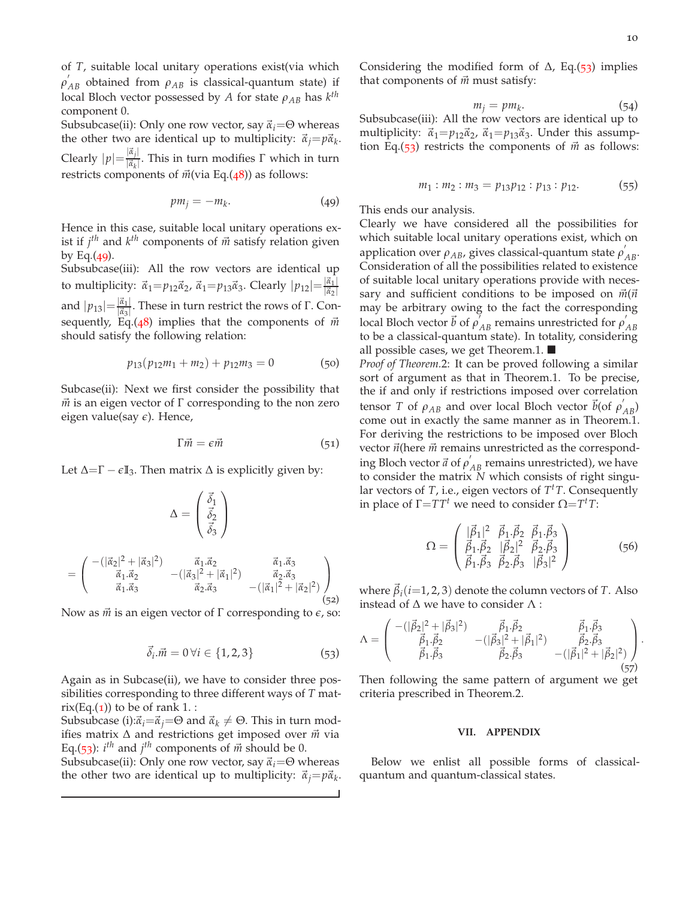of $T$, suitable local unitary operations exist(via which $\rho^{'}_{AB}$ obtained from $\rho_{AB}$ is classical-quantum state) if local Bloch vector possessed by $A$ for state $\rho_{AB}$ has $k^{th}$ component 0.

Subsubcase(ii): Only one row vector, say $\vec{\alpha}_i = \Theta$ whereas the other two are identical up to multiplicity: $\vec{\alpha}_j = p\vec{\alpha}_k$. Clearly $|p| = \frac{|\vec{\alpha}_j|}{|\vec{\alpha}_k|}$. This in turn modifies $\Gamma$ which in turn restricts components of $\vec{m}$(via Eq.(48)) as follows:

$$pm_j = -m_k. \tag{49}$$

Hence in this case, suitable local unitary operations exist if $j^{th}$ and $k^{th}$ components of $\vec{m}$ satisfy relation given by Eq.(49).

Subsubcase(iii): All the row vectors are identical up to multiplicity: $\vec{\alpha}_1 = p_{12}\vec{\alpha}_2$, $\vec{\alpha}_1 = p_{13}\vec{\alpha}_3$. Clearly $|p_{12}| = \frac{|\vec{\alpha}_1|}{|\vec{\alpha}_2|}$ and $|p_{13}| = \frac{|\vec{\alpha}_1|}{|\vec{\alpha}_3|}$. These in turn restrict the rows of $\Gamma$. Consequently, Eq.(48) implies that the components of $\vec{m}$ should satisfy the following relation:

$$p_{13}(p_{12}m_1 + m_2) + p_{12}m_3 = 0 \tag{50}$$

Subcase(ii): Next we first consider the possibility that $\vec{m}$ is an eigen vector of $\Gamma$ corresponding to the non zero eigen value(say $\epsilon$). Hence,

$$\Gamma\vec{m} = \epsilon\vec{m} \tag{51}$$

Let $\Delta = \Gamma - \epsilon\mathbb{I}_3$. Then matrix $\Delta$ is explicitly given by:

$$\Delta = \begin{pmatrix} \vec{\delta}_1 \\ \vec{\delta}_2 \\ \vec{\delta}_3 \end{pmatrix}$$

$$= \begin{pmatrix} -(|\vec{\alpha}_2|^2 + |\vec{\alpha}_3|^2) & \vec{\alpha}_1.\vec{\alpha}_2 & \vec{\alpha}_1.\vec{\alpha}_3 \\ \vec{\alpha}_1.\vec{\alpha}_2 & -(|\vec{\alpha}_3|^2 + |\vec{\alpha}_1|^2) & \vec{\alpha}_2.\vec{\alpha}_3 \\ \vec{\alpha}_1.\vec{\alpha}_3 & \vec{\alpha}_2.\vec{\alpha}_3 & -(|\vec{\alpha}_1|^2 + |\vec{\alpha}_2|^2) \end{pmatrix} \tag{52}$$

Now as $\vec{m}$ is an eigen vector of $\Gamma$ corresponding to $\epsilon$, so:

$$\vec{\delta}_i.\vec{m} = 0 \,\forall i \in \{1,2,3\} \tag{53}$$

Again as in Subcase(ii), we have to consider three possibilities corresponding to three different ways of $T$ matrix(Eq.(1)) to be of rank 1. :

Subsubcase (i):$\vec{\alpha}_i = \vec{\alpha}_j = \Theta$ and $\vec{\alpha}_k \neq \Theta$. This in turn modifies matrix $\Delta$ and restrictions get imposed over $\vec{m}$ via Eq.(53): $i^{th}$ and $j^{th}$ components of $\vec{m}$ should be 0.

Subsubcase(ii): Only one row vector, say $\vec{\alpha}_i = \Theta$ whereas the other two are identical up to multiplicity: $\vec{\alpha}_j = p\vec{\alpha}_k$. Considering the modified form of $\Delta$, Eq.(53) implies that components of $\vec{m}$ must satisfy:

$$m_j = pm_k. \tag{54}$$

Subsubcase(iii): All the row vectors are identical up to multiplicity: $\vec{\alpha}_1 = p_{12}\vec{\alpha}_2$, $\vec{\alpha}_1 = p_{13}\vec{\alpha}_3$. Under this assumption Eq.(53) restricts the components of $\vec{m}$ as follows:

$$m_1 : m_2 : m_3 = p_{13}p_{12} : p_{13} : p_{12}. \tag{55}$$

This ends our analysis.

Clearly we have considered all the possibilities for which suitable local unitary operations exist, which on application over $\rho_{AB}$, gives classical-quantum state $\rho^{'}_{AB}$. Consideration of all the possibilities related to existence of suitable local unitary operations provide with necessary and sufficient conditions to be imposed on $\vec{m}$($\vec{n}$ may be arbitrary owing to the fact the corresponding local Bloch vector $\vec{b}$ of $\rho^{'}_{AB}$ remains unrestricted for $\rho^{'}_{AB}$ to be a classical-quantum state). In totality, considering all possible cases, we get Theorem.1. ■

*Proof of Theorem.2*: It can be proved following a similar sort of argument as that in Theorem.1. To be precise, the if and only if restrictions imposed over correlation tensor $T$ of $\rho_{AB}$ and over local Bloch vector $\vec{b}$(of $\rho^{'}_{AB}$) come out in exactly the same manner as in Theorem.1. For deriving the restrictions to be imposed over Bloch vector $\vec{n}$(here $\vec{m}$ remains unrestricted as the corresponding Bloch vector $\vec{a}$ of $\rho^{'}_{AB}$ remains unrestricted), we have to consider the matrix $N$ which consists of right singular vectors of $T$, i.e., eigen vectors of $T^tT$. Consequently in place of $\Gamma = TT^t$ we need to consider $\Omega = T^tT$:

$$\Omega = \begin{pmatrix} |\vec{\beta}_1|^2 & \vec{\beta}_1.\vec{\beta}_2 & \vec{\beta}_1.\vec{\beta}_3 \\ \vec{\beta}_1.\vec{\beta}_2 & |\vec{\beta}_2|^2 & \vec{\beta}_2.\vec{\beta}_3 \\ \vec{\beta}_1.\vec{\beta}_3 & \vec{\beta}_2.\vec{\beta}_3 & |\vec{\beta}_3|^2 \end{pmatrix} \tag{56}$$

where $\vec{\beta}_i$($i$=1,2,3) denote the column vectors of $T$. Also instead of $\Delta$ we have to consider $\Lambda$ :

$$\Lambda = \begin{pmatrix} -(|\vec{\beta}_2|^2 + |\vec{\beta}_3|^2) & \vec{\beta}_1.\vec{\beta}_2 & \vec{\beta}_1.\vec{\beta}_3 \\ \vec{\beta}_1.\vec{\beta}_2 & -(|\vec{\beta}_3|^2 + |\vec{\beta}_1|^2) & \vec{\beta}_2.\vec{\beta}_3 \\ \vec{\beta}_1.\vec{\beta}_3 & \vec{\beta}_2.\vec{\beta}_3 & -(|\vec{\beta}_1|^2 + |\vec{\beta}_2|^2) \end{pmatrix}. \tag{57}$$

Then following the same pattern of argument we get criteria prescribed in Theorem.2.

## VII. APPENDIX

Below we enlist all possible forms of classical-quantum and quantum-classical states.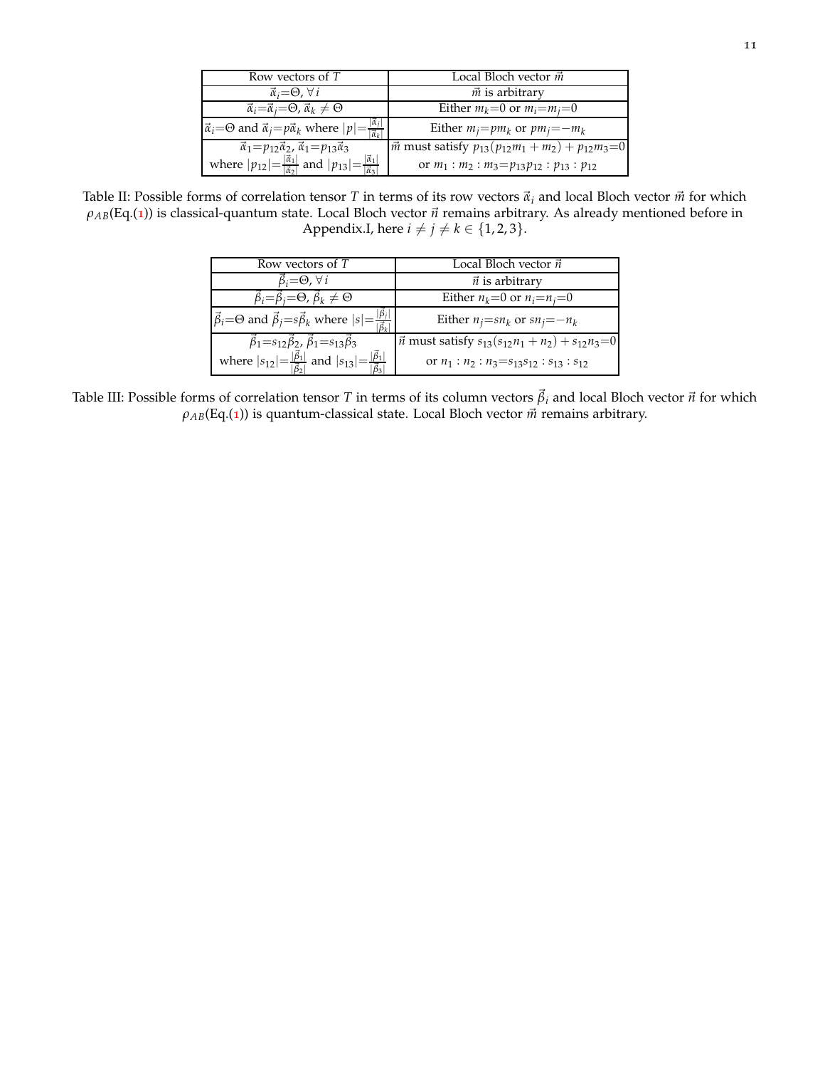| Row vectors of $T$ | Local Bloch vector $\vec{m}$ |
|---|---|
| $\vec{\alpha}_i$=$\Theta$, $\forall\, i$ | $\vec{m}$ is arbitrary |
| $\vec{\alpha}_i$=$\vec{\alpha}_j$=$\Theta$, $\vec{\alpha}_k \neq \Theta$ | Either $m_k$=0 or $m_i$=$m_j$=0 |
| $\vec{\alpha}_i$=$\Theta$ and $\vec{\alpha}_j$=$p\vec{\alpha}_k$ where $\lvert p\rvert$=$\frac{\lvert\vec{\alpha}_j\rvert}{\lvert\vec{\alpha}_k\rvert}$ | Either $m_j$=$pm_k$ or $pm_j$=$-m_k$ |
| $\vec{\alpha}_1$=$p_{12}\vec{\alpha}_2$, $\vec{\alpha}_1$=$p_{13}\vec{\alpha}_3$ where $\lvert p_{12}\rvert$=$\frac{\lvert\vec{\alpha}_1\rvert}{\lvert\vec{\alpha}_2\rvert}$ and $\lvert p_{13}\rvert$=$\frac{\lvert\vec{\alpha}_1\rvert}{\lvert\vec{\alpha}_3\rvert}$ | $\vec{m}$ must satisfy $p_{13}(p_{12}m_1 + m_2) + p_{12}m_3$=0 or $m_1 : m_2 : m_3$=$p_{13}p_{12} : p_{13} : p_{12}$ |

Table II: Possible forms of correlation tensor $T$ in terms of its row vectors $\vec{\alpha}_i$ and local Bloch vector $\vec{m}$ for which $\rho_{AB}$(Eq.(1)) is classical-quantum state. Local Bloch vector $\vec{n}$ remains arbitrary. As already mentioned before in Appendix.I, here $i \neq j \neq k \in \{1, 2, 3\}$.

| Row vectors of $T$ | Local Bloch vector $\vec{n}$ |
|---|---|
| $\vec{\beta}_i$=$\Theta$, $\forall\, i$ | $\vec{n}$ is arbitrary |
| $\vec{\beta}_i$=$\vec{\beta}_j$=$\Theta$, $\vec{\beta}_k \neq \Theta$ | Either $n_k$=0 or $n_i$=$n_j$=0 |
| $\vec{\beta}_i$=$\Theta$ and $\vec{\beta}_j$=$s\vec{\beta}_k$ where $\lvert s\rvert$=$\frac{\lvert\vec{\beta}_j\rvert}{\lvert\vec{\beta}_k\rvert}$ | Either $n_j$=$sn_k$ or $sn_j$=$-n_k$ |
| $\vec{\beta}_1$=$s_{12}\vec{\beta}_2$, $\vec{\beta}_1$=$s_{13}\vec{\beta}_3$ where $\lvert s_{12}\rvert$=$\frac{\lvert\vec{\beta}_1\rvert}{\lvert\vec{\beta}_2\rvert}$ and $\lvert s_{13}\rvert$=$\frac{\lvert\vec{\beta}_1\rvert}{\lvert\vec{\beta}_3\rvert}$ | $\vec{n}$ must satisfy $s_{13}(s_{12}n_1 + n_2) + s_{12}n_3$=0 or $n_1 : n_2 : n_3$=$s_{13}s_{12} : s_{13} : s_{12}$ |

Table III: Possible forms of correlation tensor $T$ in terms of its column vectors $\vec{\beta}_i$ and local Bloch vector $\vec{n}$ for which $\rho_{AB}$(Eq.(1)) is quantum-classical state. Local Bloch vector $\vec{m}$ remains arbitrary.